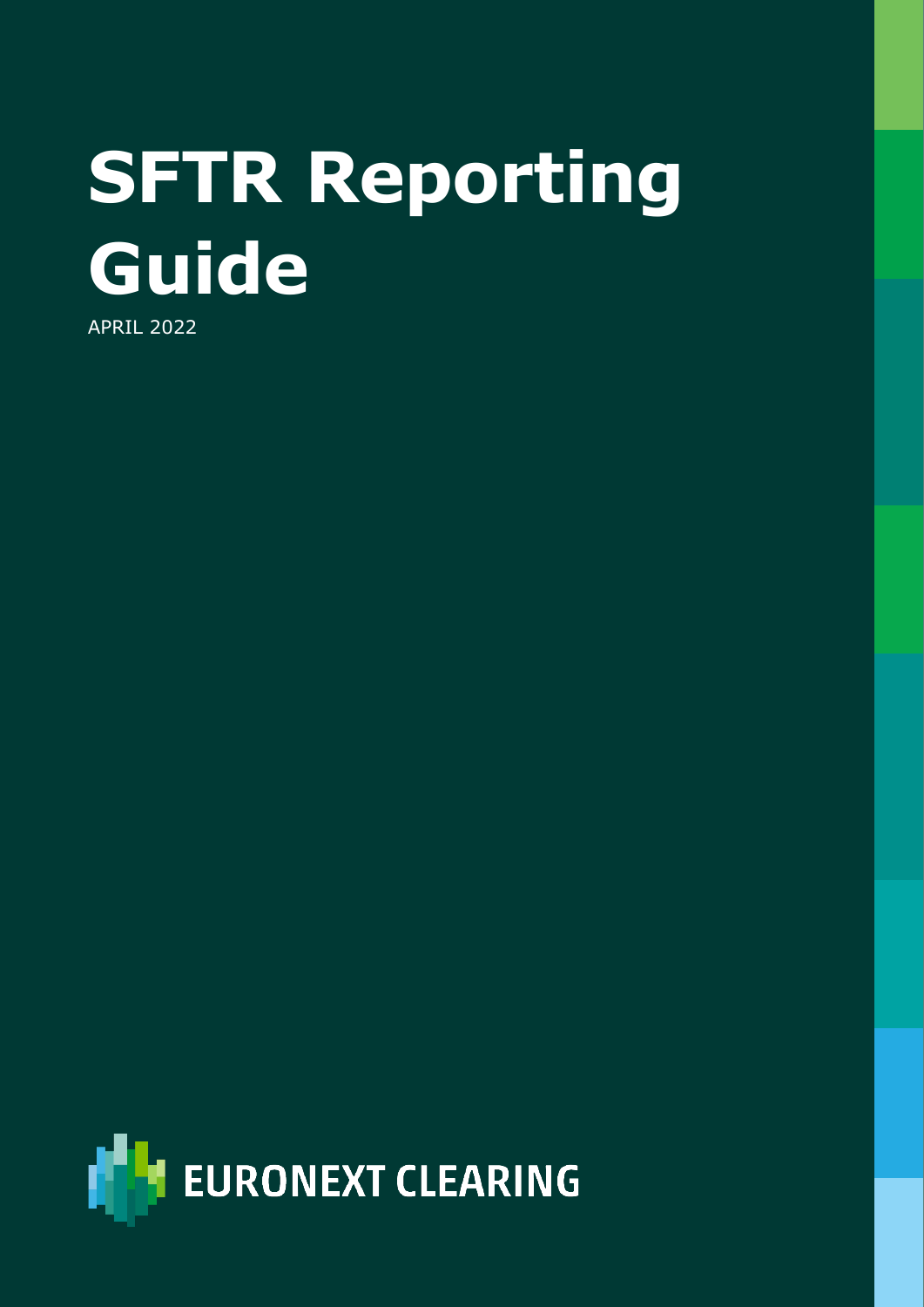# SFTR Reporting Guide

APRIL 2022

EURONEXT CLEARING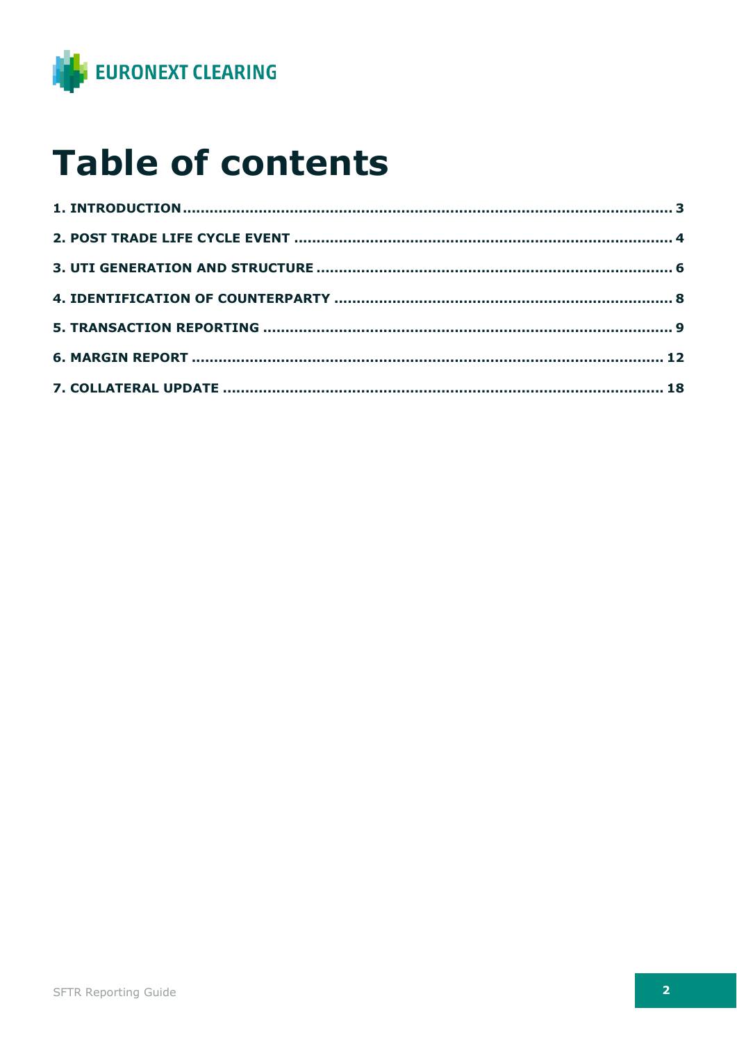# Table of contents

**1. INTRODUCTION ........................................................................................................ 3**

**2. POST TRADE LIFE CYCLE EVENT .................................................................................. 4**

**3. UTI GENERATION AND STRUCTURE .............................................................................. 6**

**4. IDENTIFICATION OF COUNTERPARTY ........................................................................... 8**

**5. TRANSACTION REPORTING ........................................................................................ 9**

**6. MARGIN REPORT ...................................................................................................... 12**

**7. COLLATERAL UPDATE ................................................................................................ 18**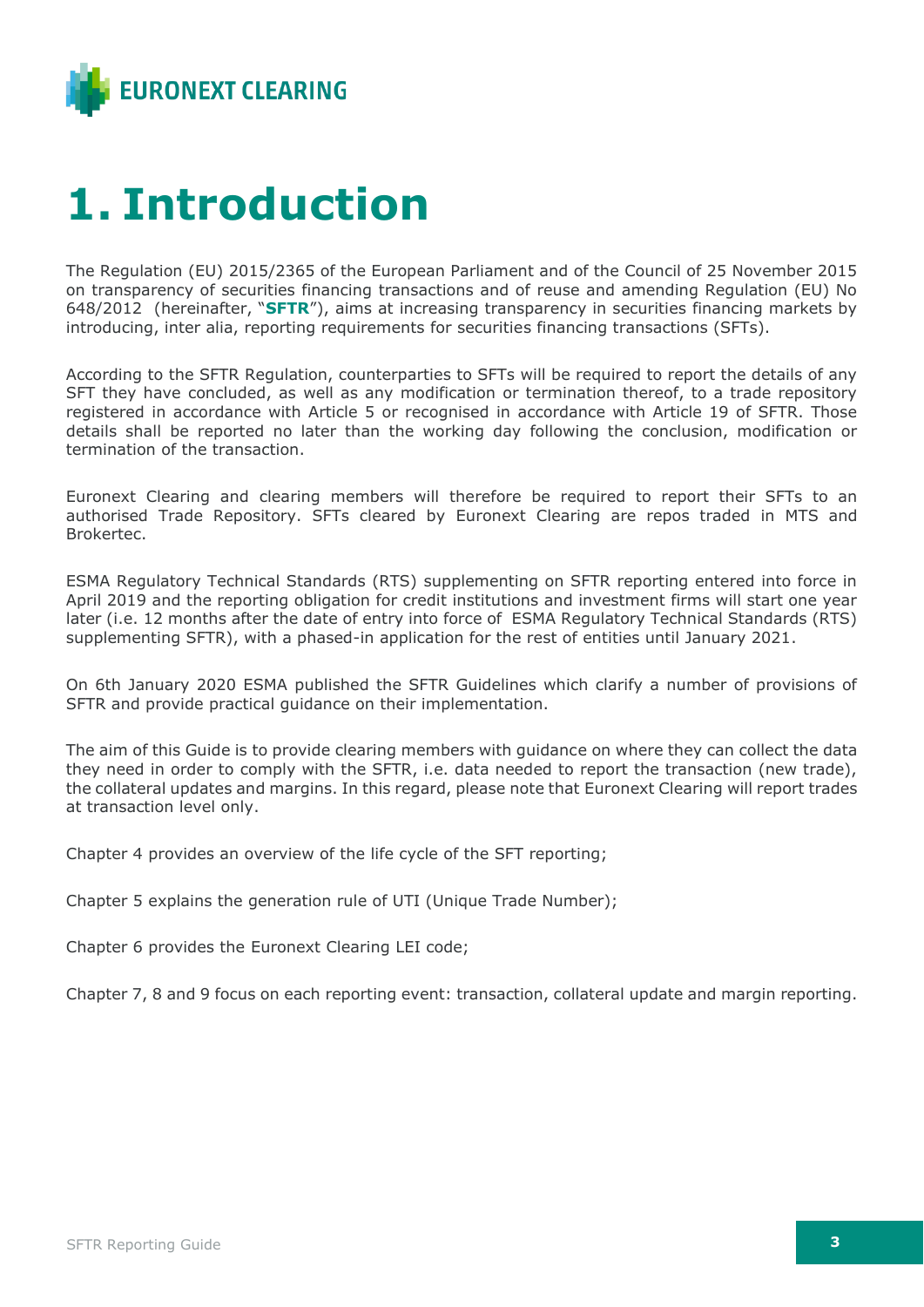# 1. Introduction

The Regulation (EU) 2015/2365 of the European Parliament and of the Council of 25 November 2015 on transparency of securities financing transactions and of reuse and amending Regulation (EU) No 648/2012 (hereinafter, "**SFTR**"), aims at increasing transparency in securities financing markets by introducing, inter alia, reporting requirements for securities financing transactions (SFTs).

According to the SFTR Regulation, counterparties to SFTs will be required to report the details of any SFT they have concluded, as well as any modification or termination thereof, to a trade repository registered in accordance with Article 5 or recognised in accordance with Article 19 of SFTR. Those details shall be reported no later than the working day following the conclusion, modification or termination of the transaction.

Euronext Clearing and clearing members will therefore be required to report their SFTs to an authorised Trade Repository. SFTs cleared by Euronext Clearing are repos traded in MTS and Brokertec.

ESMA Regulatory Technical Standards (RTS) supplementing on SFTR reporting entered into force in April 2019 and the reporting obligation for credit institutions and investment firms will start one year later (i.e. 12 months after the date of entry into force of ESMA Regulatory Technical Standards (RTS) supplementing SFTR), with a phased-in application for the rest of entities until January 2021.

On 6th January 2020 ESMA published the SFTR Guidelines which clarify a number of provisions of SFTR and provide practical guidance on their implementation.

The aim of this Guide is to provide clearing members with guidance on where they can collect the data they need in order to comply with the SFTR, i.e. data needed to report the transaction (new trade), the collateral updates and margins. In this regard, please note that Euronext Clearing will report trades at transaction level only.

Chapter 4 provides an overview of the life cycle of the SFT reporting;

Chapter 5 explains the generation rule of UTI (Unique Trade Number);

Chapter 6 provides the Euronext Clearing LEI code;

Chapter 7, 8 and 9 focus on each reporting event: transaction, collateral update and margin reporting.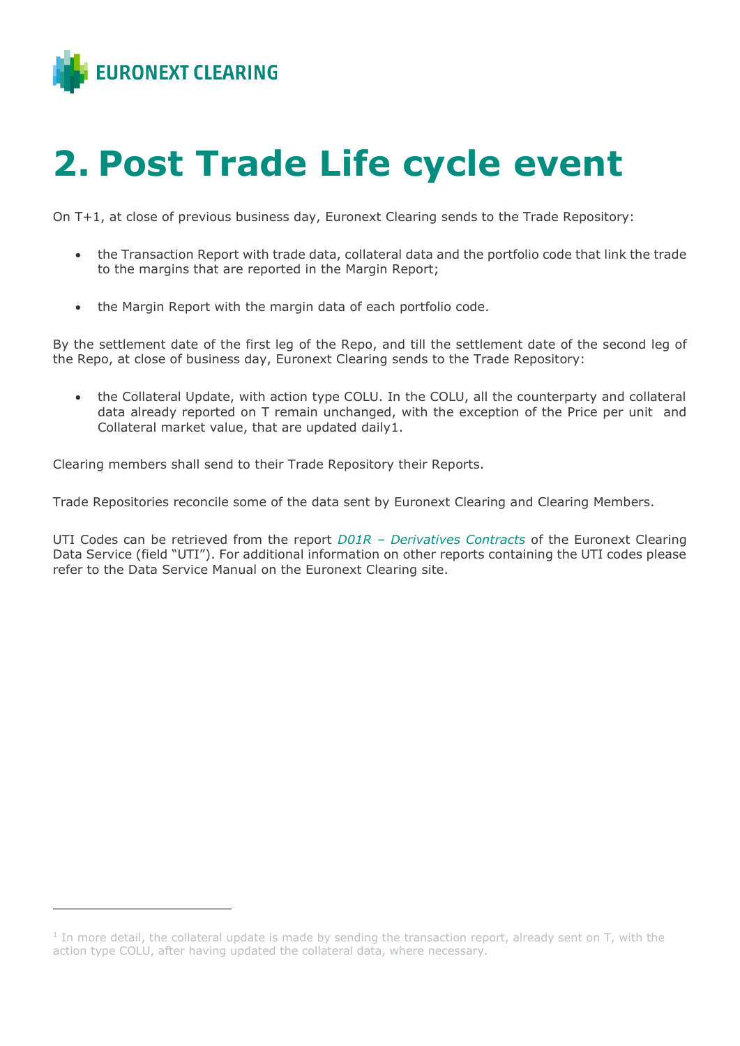# 2. Post Trade Life cycle event

On T+1, at close of previous business day, Euronext Clearing sends to the Trade Repository:

- the Transaction Report with trade data, collateral data and the portfolio code that link the trade to the margins that are reported in the Margin Report;

- the Margin Report with the margin data of each portfolio code.

By the settlement date of the first leg of the Repo, and till the settlement date of the second leg of the Repo, at close of business day, Euronext Clearing sends to the Trade Repository:

- the Collateral Update, with action type COLU. In the COLU, all the counterparty and collateral data already reported on T remain unchanged, with the exception of the Price per unit and Collateral market value, that are updated daily[1].

Clearing members shall send to their Trade Repository their Reports.

Trade Repositories reconcile some of the data sent by Euronext Clearing and Clearing Members.

UTI Codes can be retrieved from the report *D01R – Derivatives Contracts* of the Euronext Clearing Data Service (field "UTI"). For additional information on other reports containing the UTI codes please refer to the Data Service Manual on the Euronext Clearing site.

---

[1] In more detail, the collateral update is made by sending the transaction report, already sent on T, with the action type COLU, after having updated the collateral data, where necessary.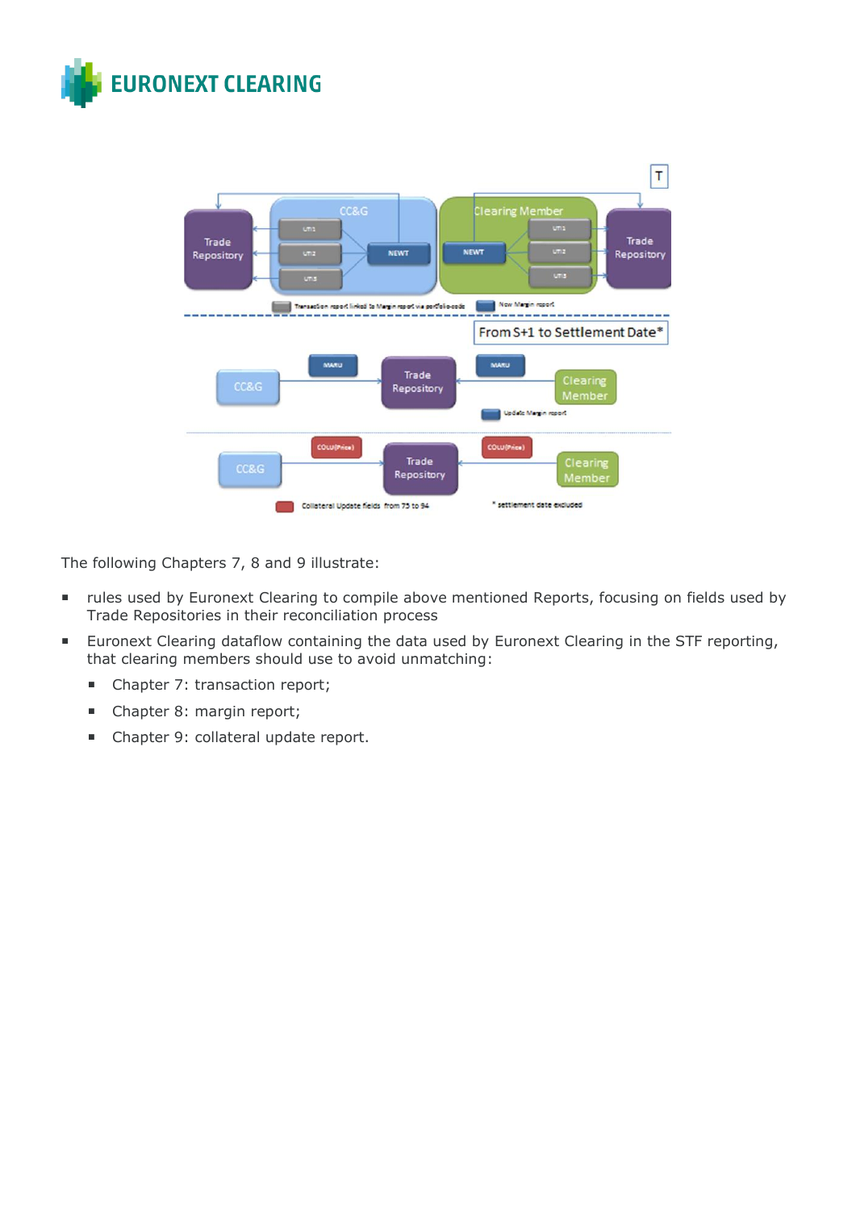The following Chapters 7, 8 and 9 illustrate:

- rules used by Euronext Clearing to compile above mentioned Reports, focusing on fields used by Trade Repositories in their reconciliation process
- Euronext Clearing dataflow containing the data used by Euronext Clearing in the STF reporting, that clearing members should use to avoid unmatching:
  - Chapter 7: transaction report;
  - Chapter 8: margin report;
  - Chapter 9: collateral update report.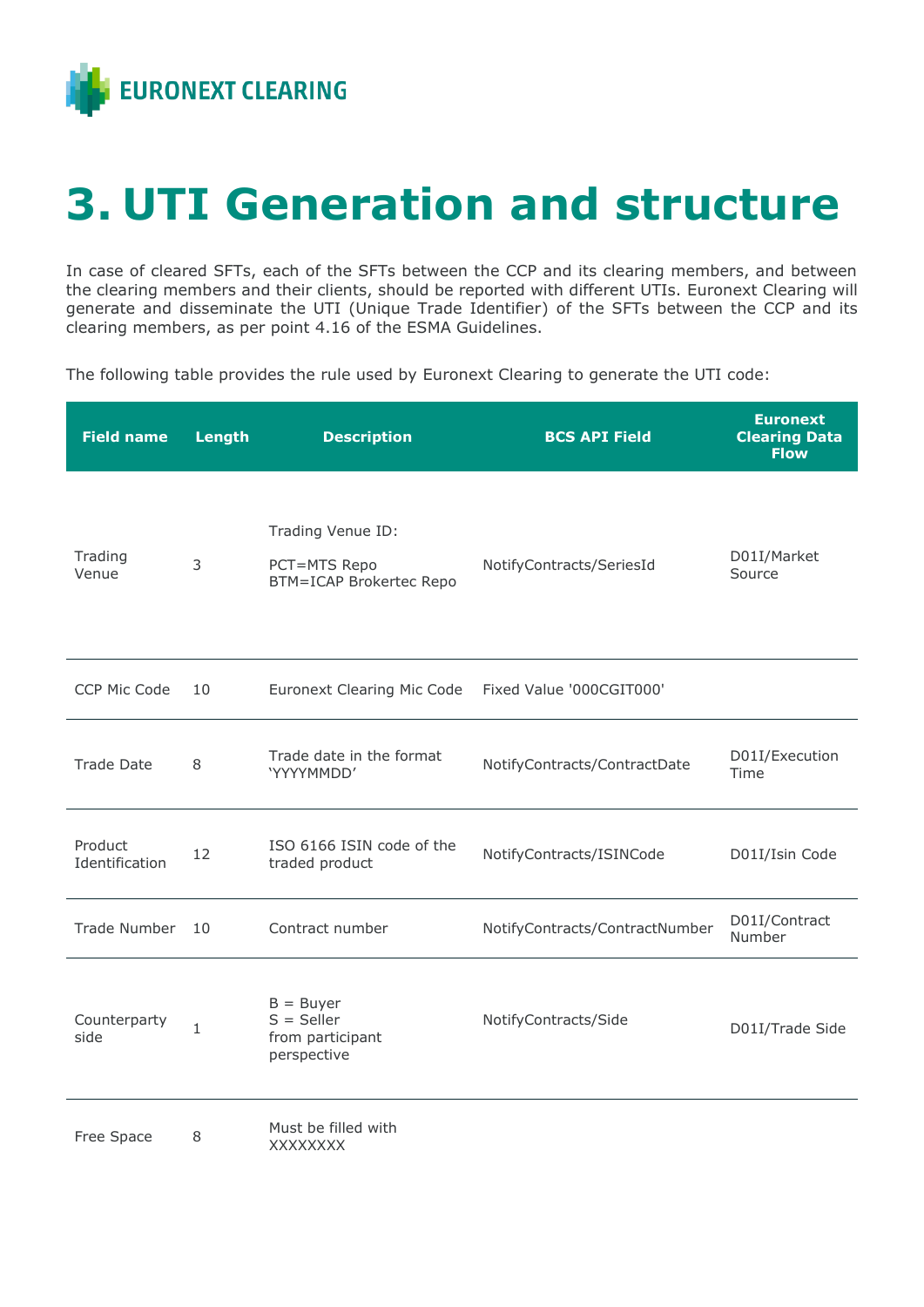# 3. UTI Generation and structure

In case of cleared SFTs, each of the SFTs between the CCP and its clearing members, and between the clearing members and their clients, should be reported with different UTIs. Euronext Clearing will generate and disseminate the UTI (Unique Trade Identifier) of the SFTs between the CCP and its clearing members, as per point 4.16 of the ESMA Guidelines.

The following table provides the rule used by Euronext Clearing to generate the UTI code:

| Field name | Length | Description | BCS API Field | Euronext Clearing Data Flow |
|---|---|---|---|---|
| Trading Venue | 3 | Trading Venue ID:<br>PCT=MTS Repo<br>BTM=ICAP Brokertec Repo | NotifyContracts/SeriesId | D01I/Market Source |
| CCP Mic Code | 10 | Euronext Clearing Mic Code | Fixed Value '000CGIT000' | |
| Trade Date | 8 | Trade date in the format 'YYYYMMDD' | NotifyContracts/ContractDate | D01I/Execution Time |
| Product Identification | 12 | ISO 6166 ISIN code of the traded product | NotifyContracts/ISINCode | D01I/Isin Code |
| Trade Number | 10 | Contract number | NotifyContracts/ContractNumber | D01I/Contract Number |
| Counterparty side | 1 | B = Buyer<br>S = Seller<br>from participant perspective | NotifyContracts/Side | D01I/Trade Side |
| Free Space | 8 | Must be filled with XXXXXXXX | | |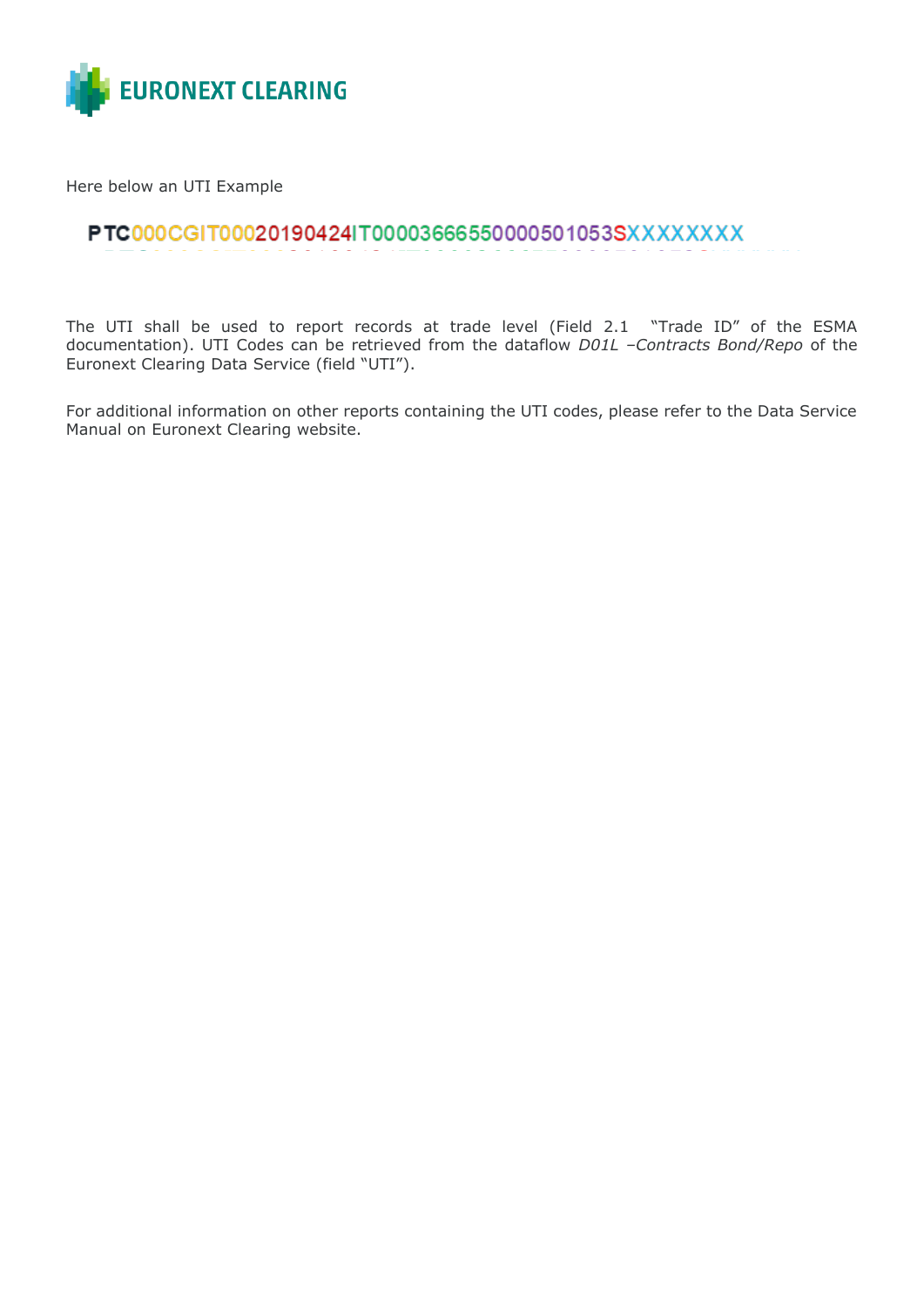Here below an UTI Example

PTC000CGIT00020190424IT00036665500005010­53SXXXXXXXX

The UTI shall be used to report records at trade level (Field 2.1 "Trade ID" of the ESMA documentation). UTI Codes can be retrieved from the dataflow *D01L –Contracts Bond/Repo* of the Euronext Clearing Data Service (field "UTI").

For additional information on other reports containing the UTI codes, please refer to the Data Service Manual on Euronext Clearing website.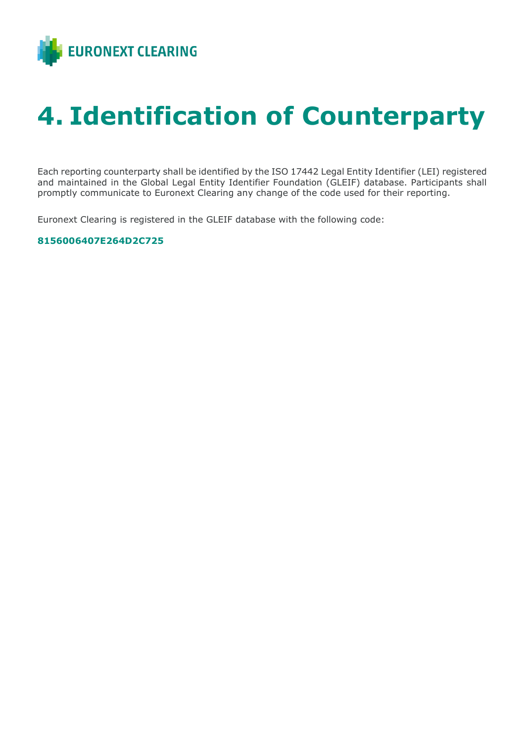# 4. Identification of Counterparty

Each reporting counterparty shall be identified by the ISO 17442 Legal Entity Identifier (LEI) registered and maintained in the Global Legal Entity Identifier Foundation (GLEIF) database. Participants shall promptly communicate to Euronext Clearing any change of the code used for their reporting.

Euronext Clearing is registered in the GLEIF database with the following code:

**8156006407E264D2C725**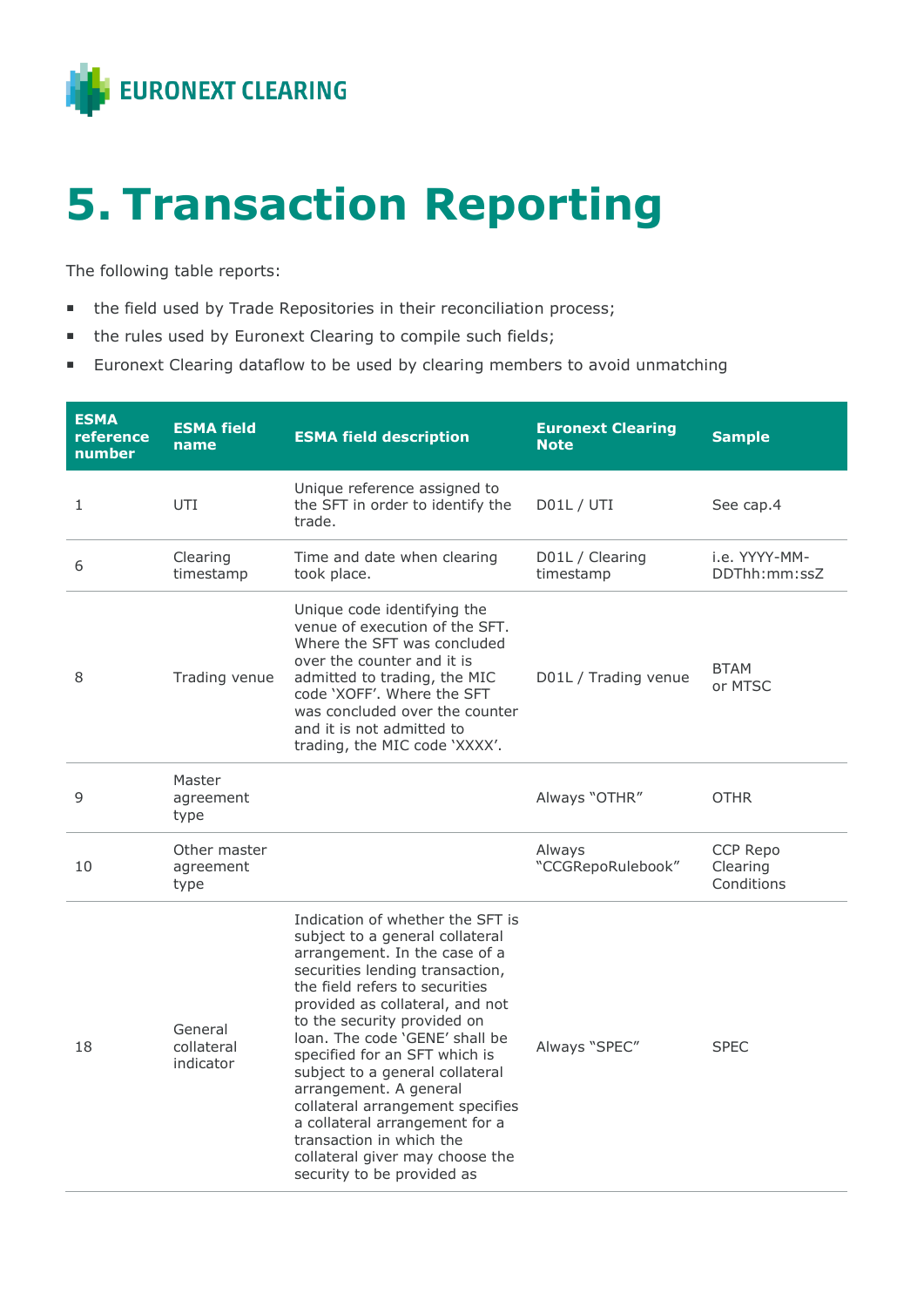# 5. Transaction Reporting

The following table reports:

- the field used by Trade Repositories in their reconciliation process;
- the rules used by Euronext Clearing to compile such fields;
- Euronext Clearing dataflow to be used by clearing members to avoid unmatching

| ESMA reference number | ESMA field name | ESMA field description | Euronext Clearing Note | Sample |
|---|---|---|---|---|
| 1 | UTI | Unique reference assigned to the SFT in order to identify the trade. | D01L / UTI | See cap.4 |
| 6 | Clearing timestamp | Time and date when clearing took place. | D01L / Clearing timestamp | i.e. YYYY-MM-DDThh:mm:ssZ |
| 8 | Trading venue | Unique code identifying the venue of execution of the SFT. Where the SFT was concluded over the counter and it is admitted to trading, the MIC code 'XOFF'. Where the SFT was concluded over the counter and it is not admitted to trading, the MIC code 'XXXX'. | D01L / Trading venue | BTAM or MTSC |
| 9 | Master agreement type | | Always "OTHR" | OTHR |
| 10 | Other master agreement type | | Always "CCGRepoRulebook" | CCP Repo Clearing Conditions |
| 18 | General collateral indicator | Indication of whether the SFT is subject to a general collateral arrangement. In the case of a securities lending transaction, the field refers to securities provided as collateral, and not to the security provided on loan. The code 'GENE' shall be specified for an SFT which is subject to a general collateral arrangement. A general collateral arrangement specifies a collateral arrangement for a transaction in which the collateral giver may choose the security to be provided as | Always "SPEC" | SPEC |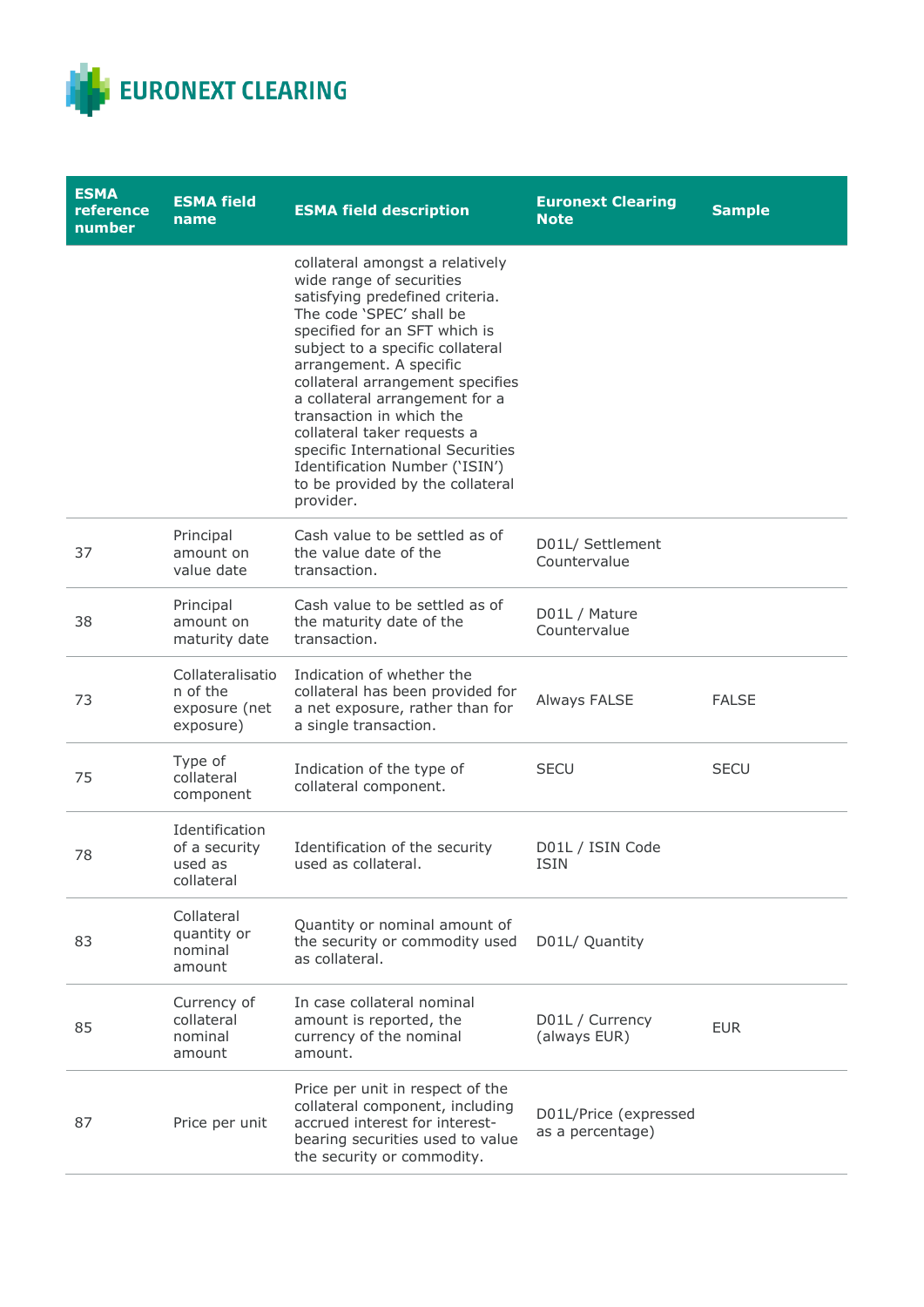| ESMA reference number | ESMA field name | ESMA field description | Euronext Clearing Note | Sample |
|---|---|---|---|---|
| | | collateral amongst a relatively wide range of securities satisfying predefined criteria. The code 'SPEC' shall be specified for an SFT which is subject to a specific collateral arrangement. A specific collateral arrangement specifies a collateral arrangement for a transaction in which the collateral taker requests a specific International Securities Identification Number ('ISIN') to be provided by the collateral provider. | | |
| 37 | Principal amount on value date | Cash value to be settled as of the value date of the transaction. | D01L/ Settlement Countervalue | |
| 38 | Principal amount on maturity date | Cash value to be settled as of the maturity date of the transaction. | D01L / Mature Countervalue | |
| 73 | Collateralisation of the exposure (net exposure) | Indication of whether the collateral has been provided for a net exposure, rather than for a single transaction. | Always FALSE | FALSE |
| 75 | Type of collateral component | Indication of the type of collateral component. | SECU | SECU |
| 78 | Identification of a security used as collateral | Identification of the security used as collateral. | D01L / ISIN Code ISIN | |
| 83 | Collateral quantity or nominal amount | Quantity or nominal amount of the security or commodity used as collateral. | D01L/ Quantity | |
| 85 | Currency of collateral nominal amount | In case collateral nominal amount is reported, the currency of the nominal amount. | D01L / Currency (always EUR) | EUR |
| 87 | Price per unit | Price per unit in respect of the collateral component, including accrued interest for interest-bearing securities used to value the security or commodity. | D01L/Price (expressed as a percentage) | |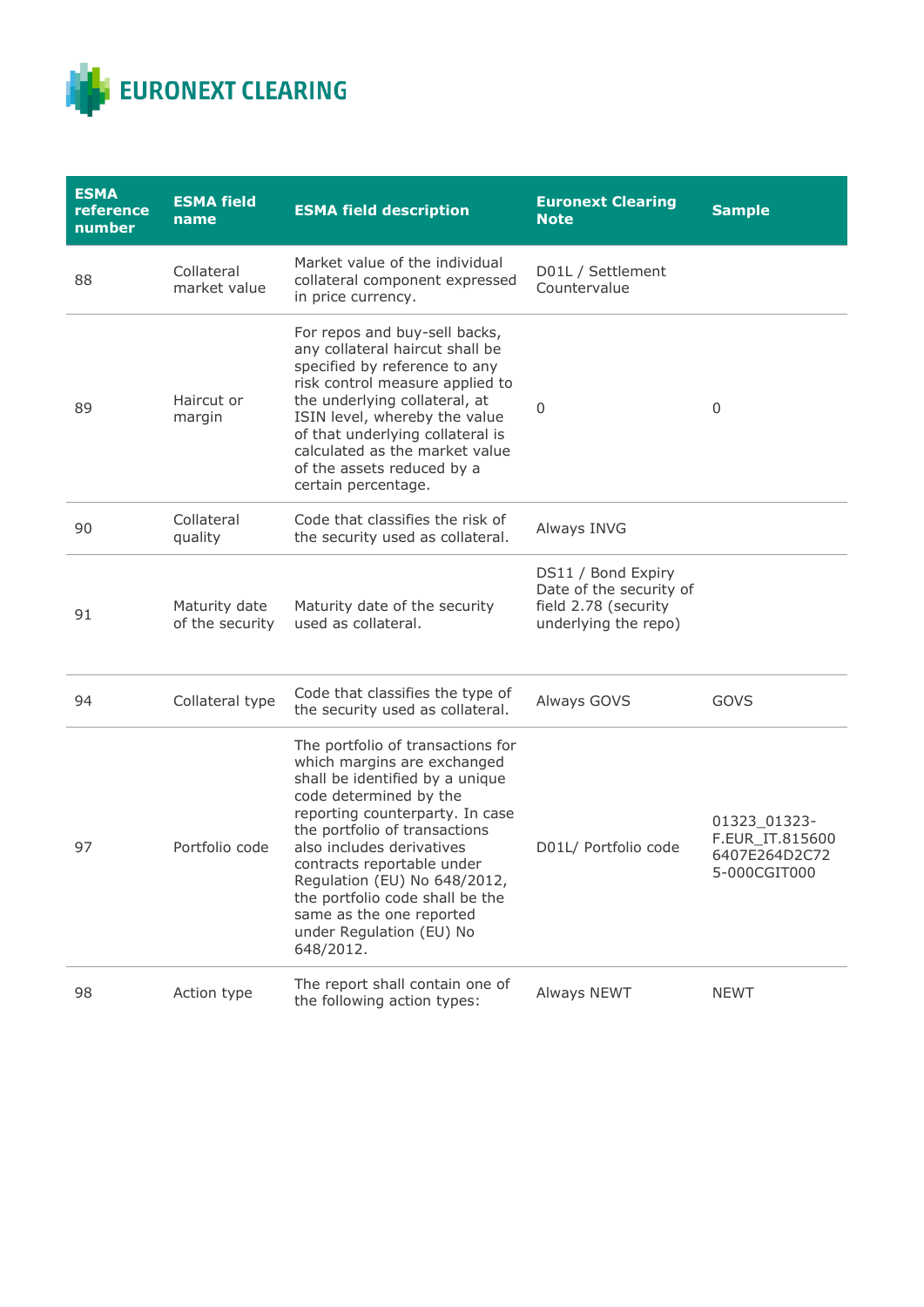| ESMA reference number | ESMA field name | ESMA field description | Euronext Clearing Note | Sample |
|---|---|---|---|---|
| 88 | Collateral market value | Market value of the individual collateral component expressed in price currency. | D01L / Settlement Countervalue | |
| 89 | Haircut or margin | For repos and buy-sell backs, any collateral haircut shall be specified by reference to any risk control measure applied to the underlying collateral, at ISIN level, whereby the value of that underlying collateral is calculated as the market value of the assets reduced by a certain percentage. | 0 | 0 |
| 90 | Collateral quality | Code that classifies the risk of the security used as collateral. | Always INVG | |
| 91 | Maturity date of the security | Maturity date of the security used as collateral. | DS11 / Bond Expiry Date of the security of field 2.78 (security underlying the repo) | |
| 94 | Collateral type | Code that classifies the type of the security used as collateral. | Always GOVS | GOVS |
| 97 | Portfolio code | The portfolio of transactions for which margins are exchanged shall be identified by a unique code determined by the reporting counterparty. In case the portfolio of transactions also includes derivatives contracts reportable under Regulation (EU) No 648/2012, the portfolio code shall be the same as the one reported under Regulation (EU) No 648/2012. | D01L/ Portfolio code | 01323_01323-F.EUR_IT.8156006407E264D2C725-000CGIT000 |
| 98 | Action type | The report shall contain one of the following action types: | Always NEWT | NEWT |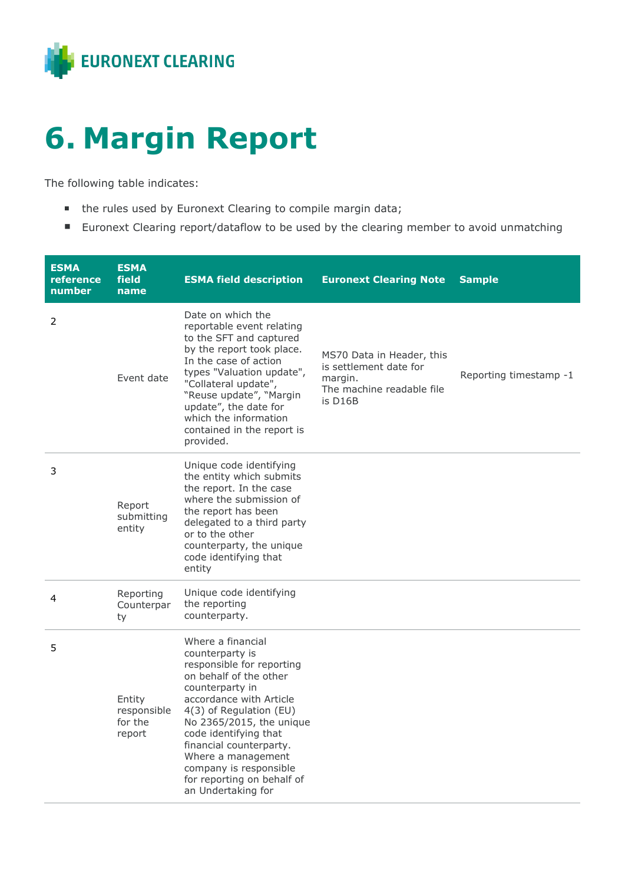# 6. Margin Report

The following table indicates:

- the rules used by Euronext Clearing to compile margin data;
- Euronext Clearing report/dataflow to be used by the clearing member to avoid unmatching

| ESMA reference number | ESMA field name | ESMA field description | Euronext Clearing Note | Sample |
|---|---|---|---|---|
| 2 | Event date | Date on which the reportable event relating to the SFT and captured by the report took place. In the case of action types "Valuation update", "Collateral update", "Reuse update", "Margin update", the date for which the information contained in the report is provided. | MS70 Data in Header, this is settlement date for margin. The machine readable file is D16B | Reporting timestamp -1 |
| 3 | Report submitting entity | Unique code identifying the entity which submits the report. In the case where the submission of the report has been delegated to a third party or to the other counterparty, the unique code identifying that entity | | |
| 4 | Reporting Counterparty | Unique code identifying the reporting counterparty. | | |
| 5 | Entity responsible for the report | Where a financial counterparty is responsible for reporting on behalf of the other counterparty in accordance with Article 4(3) of Regulation (EU) No 2365/2015, the unique code identifying that financial counterparty. Where a management company is responsible for reporting on behalf of an Undertaking for | | |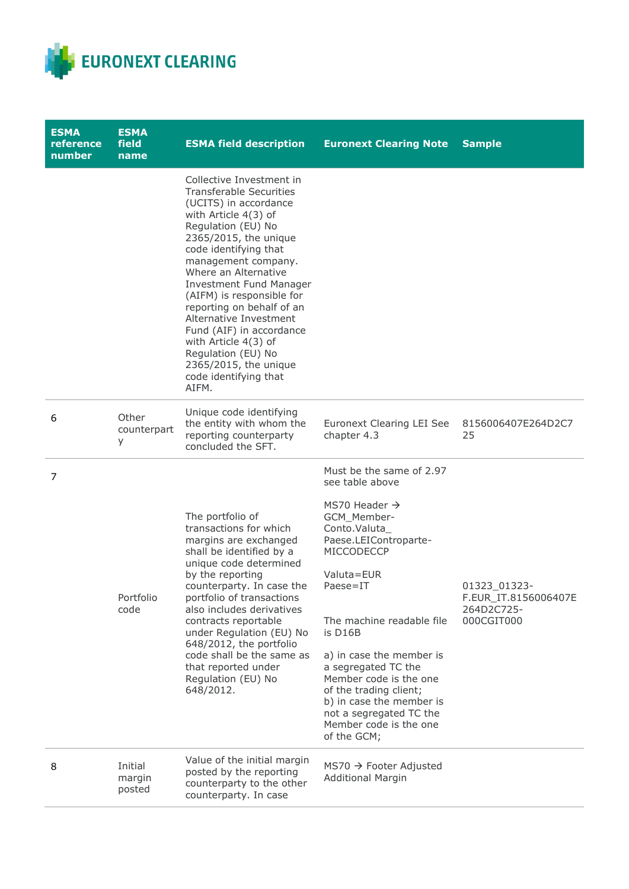| ESMA reference number | ESMA field name | ESMA field description | Euronext Clearing Note | Sample |
|---|---|---|---|---|
| | | Collective Investment in Transferable Securities (UCITS) in accordance with Article 4(3) of Regulation (EU) No 2365/2015, the unique code identifying that management company. Where an Alternative Investment Fund Manager (AIFM) is responsible for reporting on behalf of an Alternative Investment Fund (AIF) in accordance with Article 4(3) of Regulation (EU) No 2365/2015, the unique code identifying that AIFM. | | |
| 6 | Other counterparty | Unique code identifying the entity with whom the reporting counterparty concluded the SFT. | Euronext Clearing LEI See chapter 4.3 | 8156006407E264D2C725 |
| 7 | Portfolio code | The portfolio of transactions for which margins are exchanged shall be identified by a unique code determined by the reporting counterparty. In case the portfolio of transactions also includes derivatives contracts reportable under Regulation (EU) No 648/2012, the portfolio code shall be the same as that reported under Regulation (EU) No 648/2012. | Must be the same of 2.97 see table above<br><br>MS70 Header → GCM_Member-Conto.Valuta_ Paese.LEIControparte-MICCODECCP<br><br>Valuta=EUR<br>Paese=IT<br><br>The machine readable file is D16B<br><br>a) in case the member is a segregated TC the Member code is the one of the trading client;<br>b) in case the member is not a segregated TC the Member code is the one of the GCM; | 01323_01323-F.EUR_IT.8156006407E264D2C725-000CGIT000 |
| 8 | Initial margin posted | Value of the initial margin posted by the reporting counterparty to the other counterparty. In case | MS70 → Footer Adjusted Additional Margin | |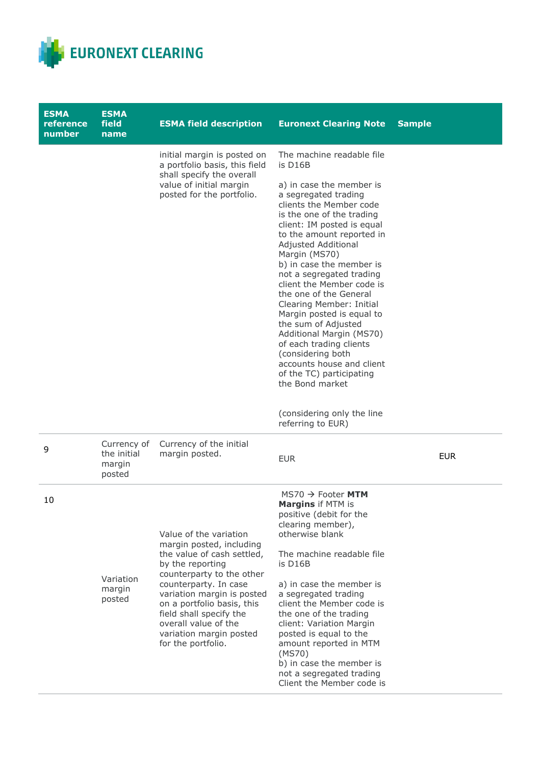| ESMA reference number | ESMA field name | ESMA field description | Euronext Clearing Note | Sample |
|---|---|---|---|---|
| | | initial margin is posted on a portfolio basis, this field shall specify the overall value of initial margin posted for the portfolio. | The machine readable file is D16B<br><br>a) in case the member is a segregated trading clients the Member code is the one of the trading client: IM posted is equal to the amount reported in Adjusted Additional Margin (MS70)<br>b) in case the member is not a segregated trading client the Member code is the one of the General Clearing Member: Initial Margin posted is equal to the sum of Adjusted Additional Margin (MS70) of each trading clients (considering both accounts house and client of the TC) participating the Bond market<br><br>(considering only the line referring to EUR) | |
| 9 | Currency of the initial margin posted | Currency of the initial margin posted. | EUR | EUR |
| 10 | Variation margin posted | Value of the variation margin posted, including the value of cash settled, by the reporting counterparty to the other counterparty. In case variation margin is posted on a portfolio basis, this field shall specify the overall value of the variation margin posted for the portfolio. | MS70 → Footer **MTM Margins** if MTM is positive (debit for the clearing member), otherwise blank<br><br>The machine readable file is D16B<br><br>a) in case the member is a segregated trading client the Member code is the one of the trading client: Variation Margin posted is equal to the amount reported in MTM (MS70)<br>b) in case the member is not a segregated trading Client the Member code is | |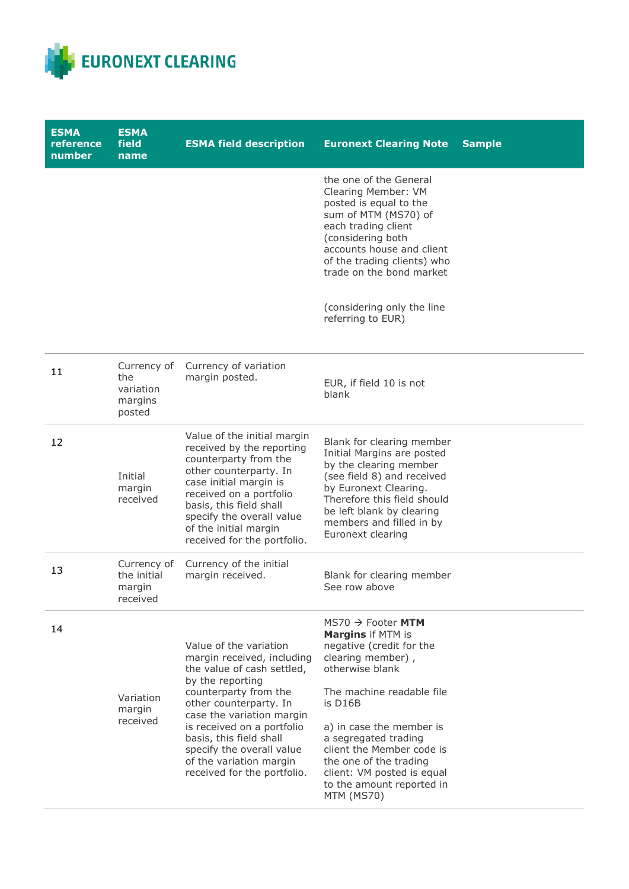| ESMA reference number | ESMA field name | ESMA field description | Euronext Clearing Note | Sample |
|---|---|---|---|---|
| | | | the one of the General Clearing Member: VM posted is equal to the sum of MTM (MS70) of each trading client (considering both accounts house and client of the trading clients) who trade on the bond market<br><br>(considering only the line referring to EUR) | |
| 11 | Currency of the variation margins posted | Currency of variation margin posted. | EUR, if field 10 is not blank | |
| 12 | Initial margin received | Value of the initial margin received by the reporting counterparty from the other counterparty. In case initial margin is received on a portfolio basis, this field shall specify the overall value of the initial margin received for the portfolio. | Blank for clearing member Initial Margins are posted by the clearing member (see field 8) and received by Euronext Clearing. Therefore this field should be left blank by clearing members and filled in by Euronext clearing | |
| 13 | Currency of the initial margin received | Currency of the initial margin received. | Blank for clearing member See row above | |
| 14 | Variation margin received | Value of the variation margin received, including the value of cash settled, by the reporting counterparty from the other counterparty. In case the variation margin is received on a portfolio basis, this field shall specify the overall value of the variation margin received for the portfolio. | MS70 → Footer **MTM Margins** if MTM is negative (credit for the clearing member) , otherwise blank<br><br>The machine readable file is D16B<br><br>a) in case the member is a segregated trading client the Member code is the one of the trading client: VM posted is equal to the amount reported in MTM (MS70) | |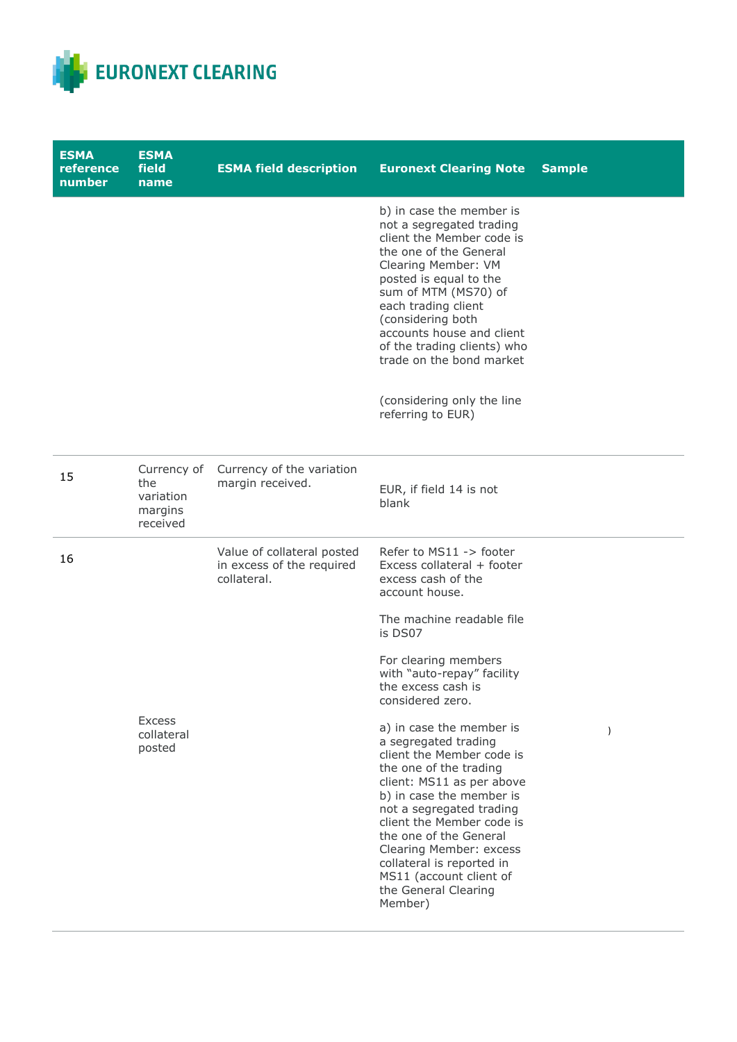| ESMA reference number | ESMA field name | ESMA field description | Euronext Clearing Note | Sample |
|---|---|---|---|---|
| | | | b) in case the member is not a segregated trading client the Member code is the one of the General Clearing Member: VM posted is equal to the sum of MTM (MS70) of each trading client (considering both accounts house and client of the trading clients) who trade on the bond market<br><br>(considering only the line referring to EUR) | |
| 15 | Currency of the variation margins received | Currency of the variation margin received. | EUR, if field 14 is not blank | |
| 16 | Excess collateral posted | Value of collateral posted in excess of the required collateral. | Refer to MS11 -> footer Excess collateral + footer excess cash of the account house.<br><br>The machine readable file is DS07<br><br>For clearing members with "auto-repay" facility the excess cash is considered zero.<br><br>a) in case the member is a segregated trading client the Member code is the one of the trading client: MS11 as per above<br>b) in case the member is not a segregated trading client the Member code is the one of the General Clearing Member: excess collateral is reported in MS11 (account client of the General Clearing Member) | ) |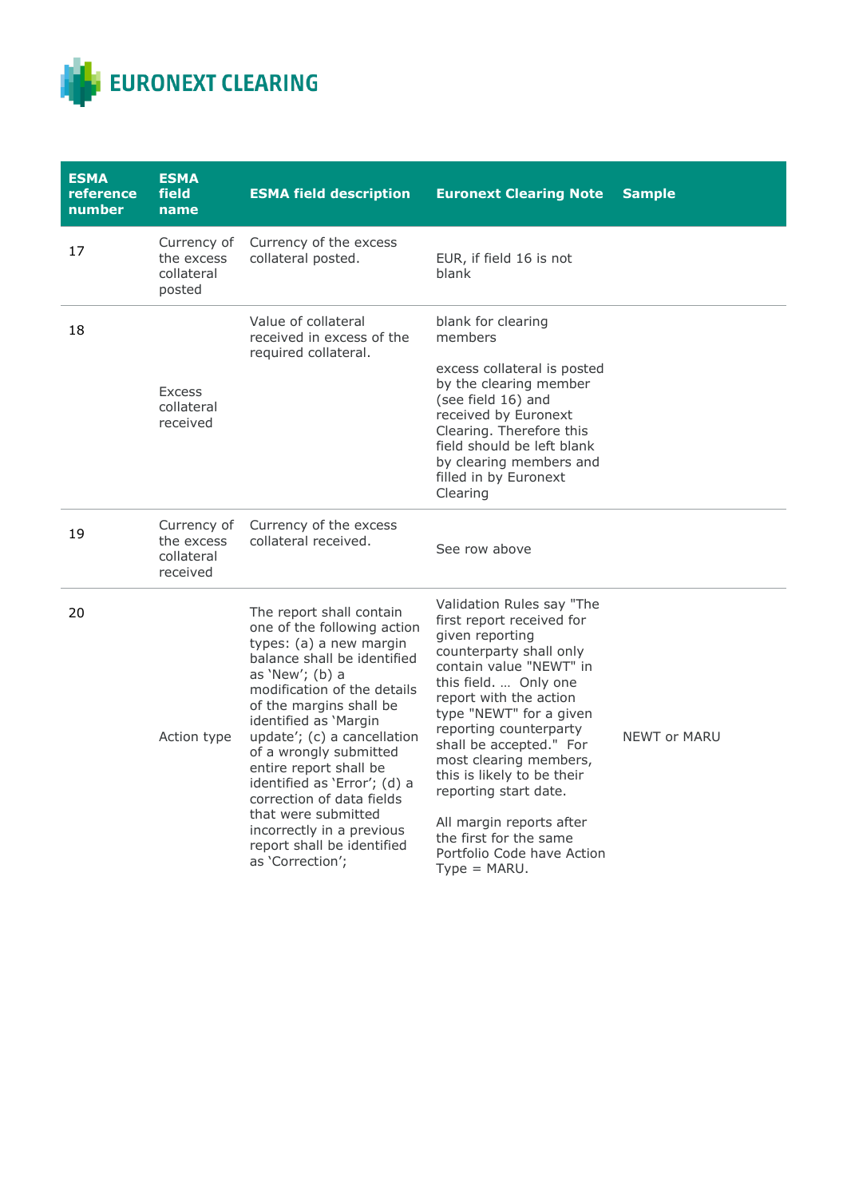| ESMA reference number | ESMA field name | ESMA field description | Euronext Clearing Note | Sample |
|---|---|---|---|---|
| 17 | Currency of the excess collateral posted | Currency of the excess collateral posted. | EUR, if field 16 is not blank | |
| 18 | Excess collateral received | Value of collateral received in excess of the required collateral. | blank for clearing members<br><br>excess collateral is posted by the clearing member (see field 16) and received by Euronext Clearing. Therefore this field should be left blank by clearing members and filled in by Euronext Clearing | |
| 19 | Currency of the excess collateral received | Currency of the excess collateral received. | See row above | |
| 20 | Action type | The report shall contain one of the following action types: (a) a new margin balance shall be identified as 'New'; (b) a modification of the details of the margins shall be identified as 'Margin update'; (c) a cancellation of a wrongly submitted entire report shall be identified as 'Error'; (d) a correction of data fields that were submitted incorrectly in a previous report shall be identified as 'Correction'; | Validation Rules say "The first report received for given reporting counterparty shall only contain value "NEWT" in this field. … Only one report with the action type "NEWT" for a given reporting counterparty shall be accepted." For most clearing members, this is likely to be their reporting start date.<br><br>All margin reports after the first for the same Portfolio Code have Action Type = MARU. | NEWT or MARU |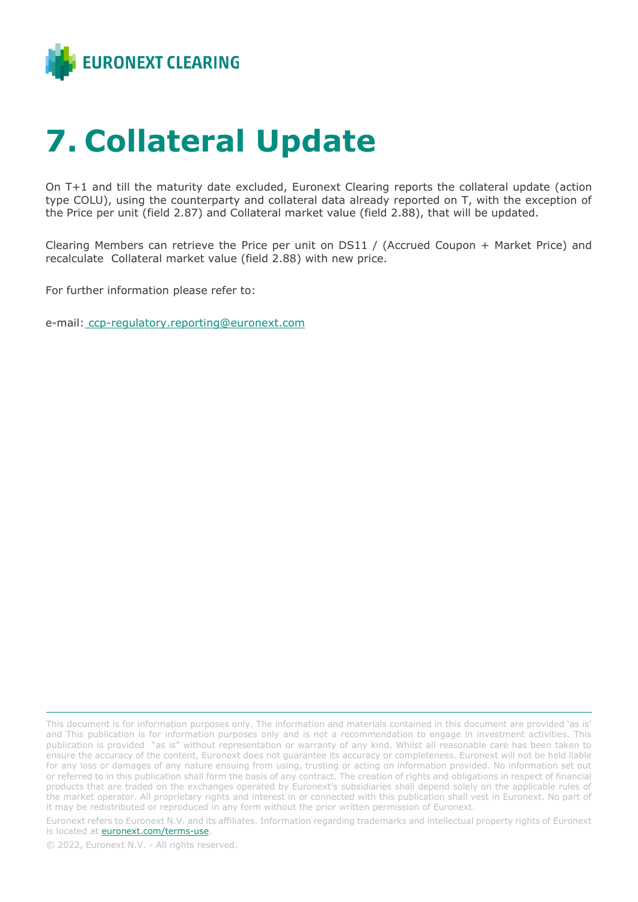# 7. Collateral Update

On T+1 and till the maturity date excluded, Euronext Clearing reports the collateral update (action type COLU), using the counterparty and collateral data already reported on T, with the exception of the Price per unit (field 2.87) and Collateral market value (field 2.88), that will be updated.

Clearing Members can retrieve the Price per unit on DS11 / (Accrued Coupon + Market Price) and recalculate Collateral market value (field 2.88) with new price.

For further information please refer to:

e-mail: ccp-regulatory.reporting@euronext.com

This document is for information purposes only. The information and materials contained in this document are provided 'as is' and This publication is for information purposes only and is not a recommendation to engage in investment activities. This publication is provided "as is" without representation or warranty of any kind. Whilst all reasonable care has been taken to ensure the accuracy of the content, Euronext does not guarantee its accuracy or completeness. Euronext will not be held liable for any loss or damages of any nature ensuing from using, trusting or acting on information provided. No information set out or referred to in this publication shall form the basis of any contract. The creation of rights and obligations in respect of financial products that are traded on the exchanges operated by Euronext's subsidiaries shall depend solely on the applicable rules of the market operator. All proprietary rights and interest in or connected with this publication shall vest in Euronext. No part of it may be redistributed or reproduced in any form without the prior written permission of Euronext.

Euronext refers to Euronext N.V. and its affiliates. Information regarding trademarks and intellectual property rights of Euronext is located at euronext.com/terms-use.

© 2022, Euronext N.V. - All rights reserved.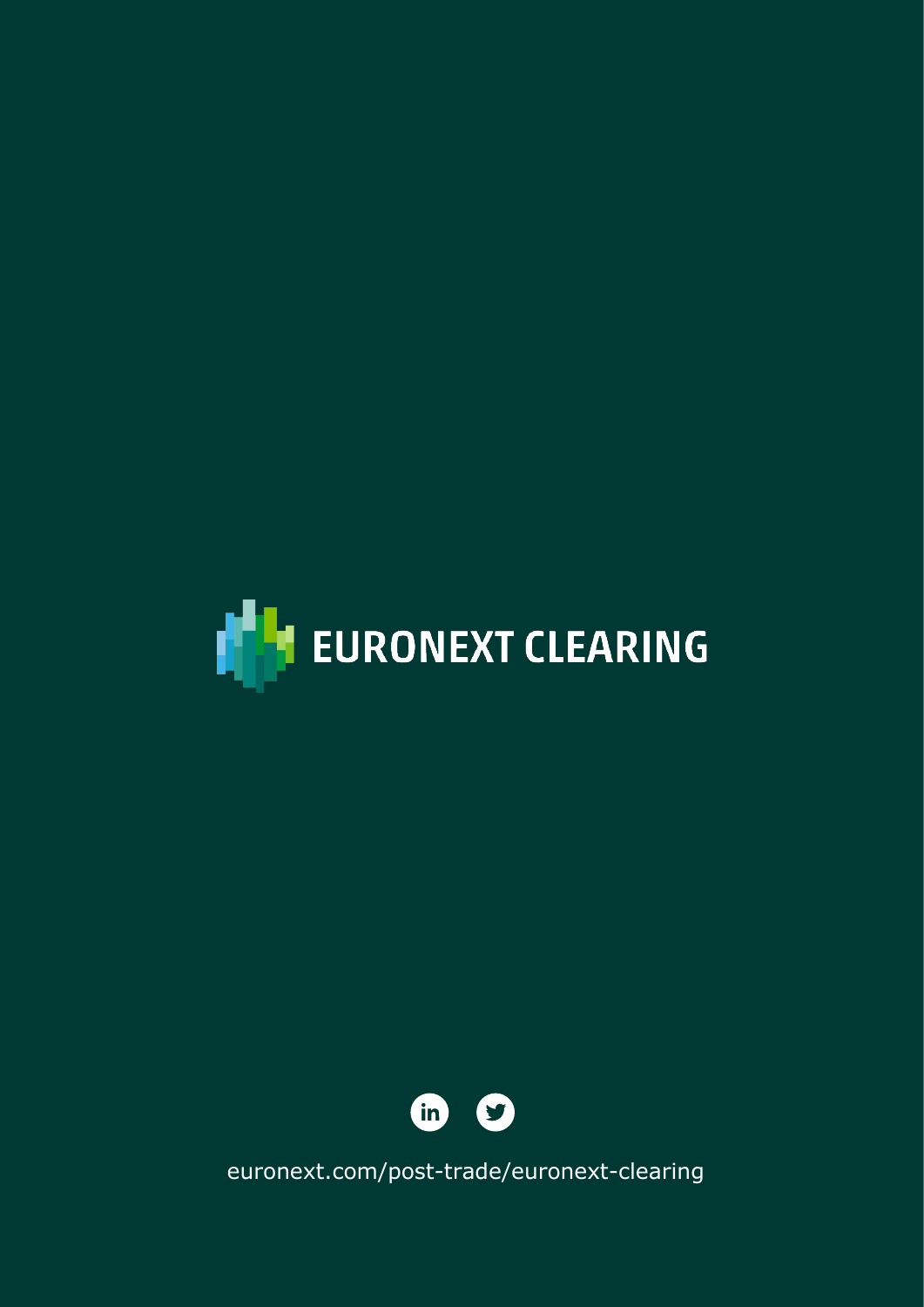EURONEXT CLEARING

euronext.com/post-trade/euronext-clearing